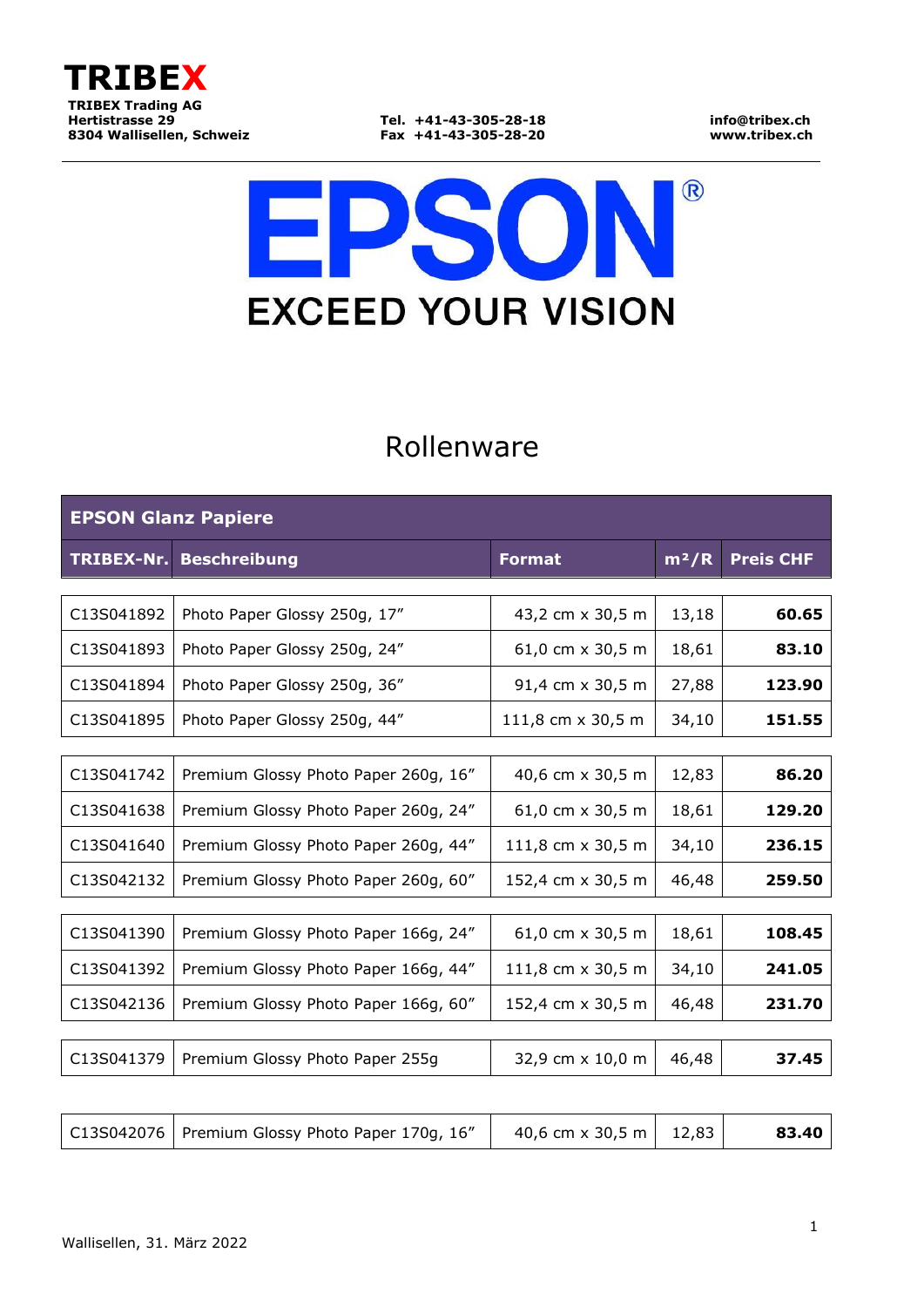**TRIBEX**

**TRIBEX Trading AG**
**Hertistrasse 29**
**8304 Wallisellen, Schweiz**

**Tel. +41-43-305-28-18**
**Fax +41-43-305-28-20**

**info@tribex.ch**
**www.tribex.ch**

EPSON®
EXCEED YOUR VISION

# Rollenware

| **EPSON Glanz Papiere** | | | | |
|---|---|---|---|---|
| **TRIBEX-Nr.** | **Beschreibung** | **Format** | **m²/R** | **Preis CHF** |
| C13S041892 | Photo Paper Glossy 250g, 17" | 43,2 cm x 30,5 m | 13,18 | **60.65** |
| C13S041893 | Photo Paper Glossy 250g, 24" | 61,0 cm x 30,5 m | 18,61 | **83.10** |
| C13S041894 | Photo Paper Glossy 250g, 36" | 91,4 cm x 30,5 m | 27,88 | **123.90** |
| C13S041895 | Photo Paper Glossy 250g, 44" | 111,8 cm x 30,5 m | 34,10 | **151.55** |
| C13S041742 | Premium Glossy Photo Paper 260g, 16" | 40,6 cm x 30,5 m | 12,83 | **86.20** |
| C13S041638 | Premium Glossy Photo Paper 260g, 24" | 61,0 cm x 30,5 m | 18,61 | **129.20** |
| C13S041640 | Premium Glossy Photo Paper 260g, 44" | 111,8 cm x 30,5 m | 34,10 | **236.15** |
| C13S042132 | Premium Glossy Photo Paper 260g, 60" | 152,4 cm x 30,5 m | 46,48 | **259.50** |
| C13S041390 | Premium Glossy Photo Paper 166g, 24" | 61,0 cm x 30,5 m | 18,61 | **108.45** |
| C13S041392 | Premium Glossy Photo Paper 166g, 44" | 111,8 cm x 30,5 m | 34,10 | **241.05** |
| C13S042136 | Premium Glossy Photo Paper 166g, 60" | 152,4 cm x 30,5 m | 46,48 | **231.70** |
| C13S041379 | Premium Glossy Photo Paper 255g | 32,9 cm x 10,0 m | 46,48 | **37.45** |
| C13S042076 | Premium Glossy Photo Paper 170g, 16" | 40,6 cm x 30,5 m | 12,83 | **83.40** |

Wallisellen, 31. März 2022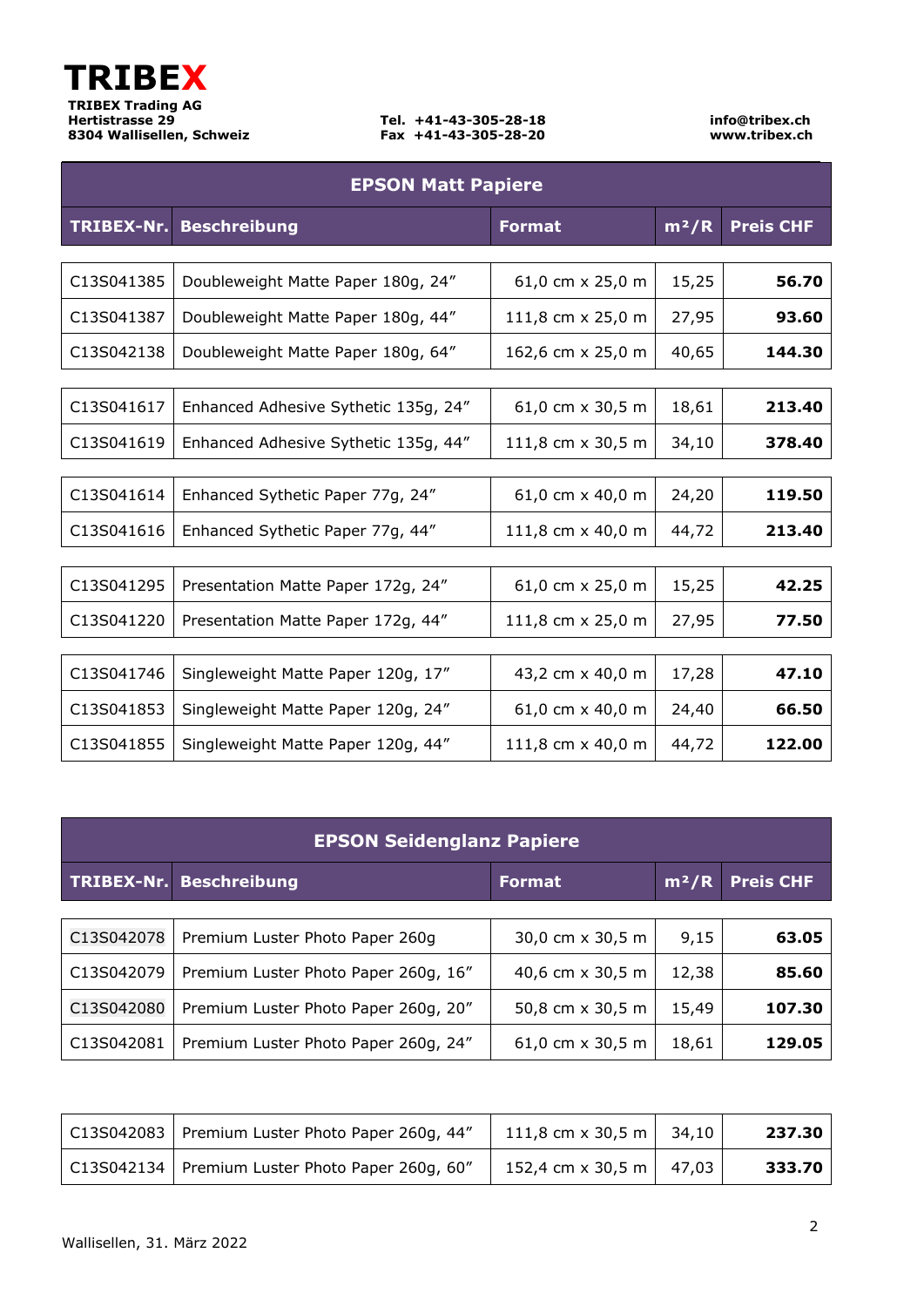**TRIBEX**

**TRIBEX Trading AG**
**Hertistrasse 29**
**8304 Wallisellen, Schweiz**

**Tel. +41-43-305-28-18**
**Fax +41-43-305-28-20**

**info@tribex.ch**
**www.tribex.ch**

## EPSON Matt Papiere

| TRIBEX-Nr. | Beschreibung | Format | m²/R | Preis CHF |
|---|---|---|---|---|
| C13S041385 | Doubleweight Matte Paper 180g, 24″ | 61,0 cm x 25,0 m | 15,25 | **56.70** |
| C13S041387 | Doubleweight Matte Paper 180g, 44″ | 111,8 cm x 25,0 m | 27,95 | **93.60** |
| C13S042138 | Doubleweight Matte Paper 180g, 64″ | 162,6 cm x 25,0 m | 40,65 | **144.30** |
| C13S041617 | Enhanced Adhesive Sythetic 135g, 24″ | 61,0 cm x 30,5 m | 18,61 | **213.40** |
| C13S041619 | Enhanced Adhesive Sythetic 135g, 44″ | 111,8 cm x 30,5 m | 34,10 | **378.40** |
| C13S041614 | Enhanced Sythetic Paper 77g, 24″ | 61,0 cm x 40,0 m | 24,20 | **119.50** |
| C13S041616 | Enhanced Sythetic Paper 77g, 44″ | 111,8 cm x 40,0 m | 44,72 | **213.40** |
| C13S041295 | Presentation Matte Paper 172g, 24″ | 61,0 cm x 25,0 m | 15,25 | **42.25** |
| C13S041220 | Presentation Matte Paper 172g, 44″ | 111,8 cm x 25,0 m | 27,95 | **77.50** |
| C13S041746 | Singleweight Matte Paper 120g, 17″ | 43,2 cm x 40,0 m | 17,28 | **47.10** |
| C13S041853 | Singleweight Matte Paper 120g, 24″ | 61,0 cm x 40,0 m | 24,40 | **66.50** |
| C13S041855 | Singleweight Matte Paper 120g, 44″ | 111,8 cm x 40,0 m | 44,72 | **122.00** |

## EPSON Seidenglanz Papiere

| TRIBEX-Nr. | Beschreibung | Format | m²/R | Preis CHF |
|---|---|---|---|---|
| C13S042078 | Premium Luster Photo Paper 260g | 30,0 cm x 30,5 m | 9,15 | **63.05** |
| C13S042079 | Premium Luster Photo Paper 260g, 16″ | 40,6 cm x 30,5 m | 12,38 | **85.60** |
| C13S042080 | Premium Luster Photo Paper 260g, 20″ | 50,8 cm x 30,5 m | 15,49 | **107.30** |
| C13S042081 | Premium Luster Photo Paper 260g, 24″ | 61,0 cm x 30,5 m | 18,61 | **129.05** |
| C13S042083 | Premium Luster Photo Paper 260g, 44″ | 111,8 cm x 30,5 m | 34,10 | **237.30** |
| C13S042134 | Premium Luster Photo Paper 260g, 60″ | 152,4 cm x 30,5 m | 47,03 | **333.70** |

Wallisellen, 31. März 2022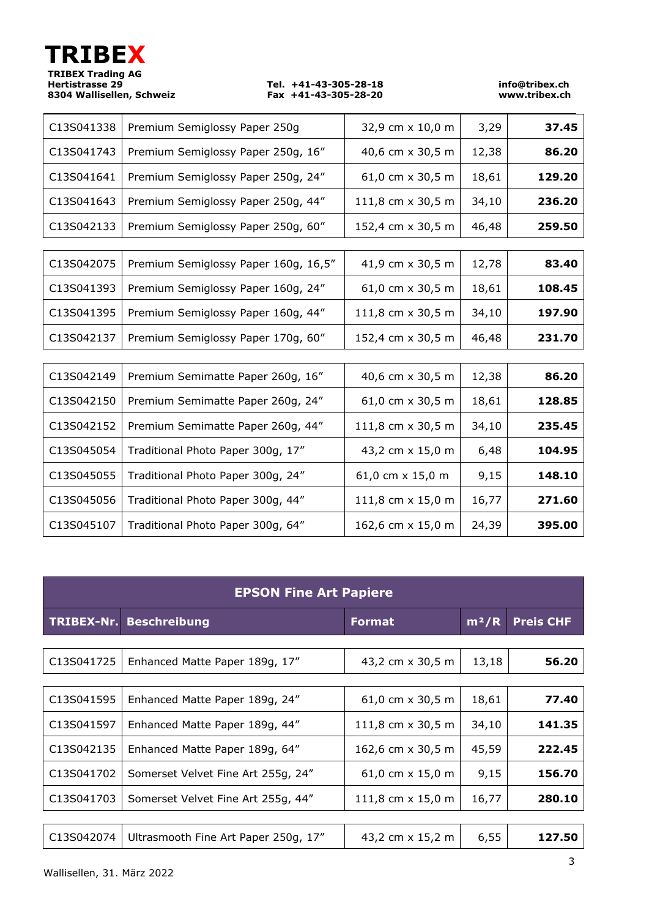**TRIBEX**

**TRIBEX Trading AG**
**Hertistrasse 29**
**8304 Wallisellen, Schweiz**

**Tel. +41-43-305-28-18**
**Fax +41-43-305-28-20**

**info@tribex.ch**
**www.tribex.ch**

| | | | | |
|---|---|---|---|---|
| C13S041338 | Premium Semiglossy Paper 250g | 32,9 cm x 10,0 m | 3,29 | **37.45** |
| C13S041743 | Premium Semiglossy Paper 250g, 16″ | 40,6 cm x 30,5 m | 12,38 | **86.20** |
| C13S041641 | Premium Semiglossy Paper 250g, 24″ | 61,0 cm x 30,5 m | 18,61 | **129.20** |
| C13S041643 | Premium Semiglossy Paper 250g, 44″ | 111,8 cm x 30,5 m | 34,10 | **236.20** |
| C13S042133 | Premium Semiglossy Paper 250g, 60″ | 152,4 cm x 30,5 m | 46,48 | **259.50** |

| | | | | |
|---|---|---|---|---|
| C13S042075 | Premium Semiglossy Paper 160g, 16,5″ | 41,9 cm x 30,5 m | 12,78 | **83.40** |
| C13S041393 | Premium Semiglossy Paper 160g, 24″ | 61,0 cm x 30,5 m | 18,61 | **108.45** |
| C13S041395 | Premium Semiglossy Paper 160g, 44″ | 111,8 cm x 30,5 m | 34,10 | **197.90** |
| C13S042137 | Premium Semiglossy Paper 170g, 60″ | 152,4 cm x 30,5 m | 46,48 | **231.70** |

| | | | | |
|---|---|---|---|---|
| C13S042149 | Premium Semimatte Paper 260g, 16″ | 40,6 cm x 30,5 m | 12,38 | **86.20** |
| C13S042150 | Premium Semimatte Paper 260g, 24″ | 61,0 cm x 30,5 m | 18,61 | **128.85** |
| C13S042152 | Premium Semimatte Paper 260g, 44″ | 111,8 cm x 30,5 m | 34,10 | **235.45** |
| C13S045054 | Traditional Photo Paper 300g, 17″ | 43,2 cm x 15,0 m | 6,48 | **104.95** |
| C13S045055 | Traditional Photo Paper 300g, 24″ | 61,0 cm x 15,0 m | 9,15 | **148.10** |
| C13S045056 | Traditional Photo Paper 300g, 44″ | 111,8 cm x 15,0 m | 16,77 | **271.60** |
| C13S045107 | Traditional Photo Paper 300g, 64″ | 162,6 cm x 15,0 m | 24,39 | **395.00** |

## EPSON Fine Art Papiere

| TRIBEX-Nr. | Beschreibung | Format | m²/R | Preis CHF |
|---|---|---|---|---|
| C13S041725 | Enhanced Matte Paper 189g, 17″ | 43,2 cm x 30,5 m | 13,18 | **56.20** |
| C13S041595 | Enhanced Matte Paper 189g, 24″ | 61,0 cm x 30,5 m | 18,61 | **77.40** |
| C13S041597 | Enhanced Matte Paper 189g, 44″ | 111,8 cm x 30,5 m | 34,10 | **141.35** |
| C13S042135 | Enhanced Matte Paper 189g, 64″ | 162,6 cm x 30,5 m | 45,59 | **222.45** |
| C13S041702 | Somerset Velvet Fine Art 255g, 24″ | 61,0 cm x 15,0 m | 9,15 | **156.70** |
| C13S041703 | Somerset Velvet Fine Art 255g, 44″ | 111,8 cm x 15,0 m | 16,77 | **280.10** |
| C13S042074 | Ultrasmooth Fine Art Paper 250g, 17″ | 43,2 cm x 15,2 m | 6,55 | **127.50** |

Wallisellen, 31. März 2022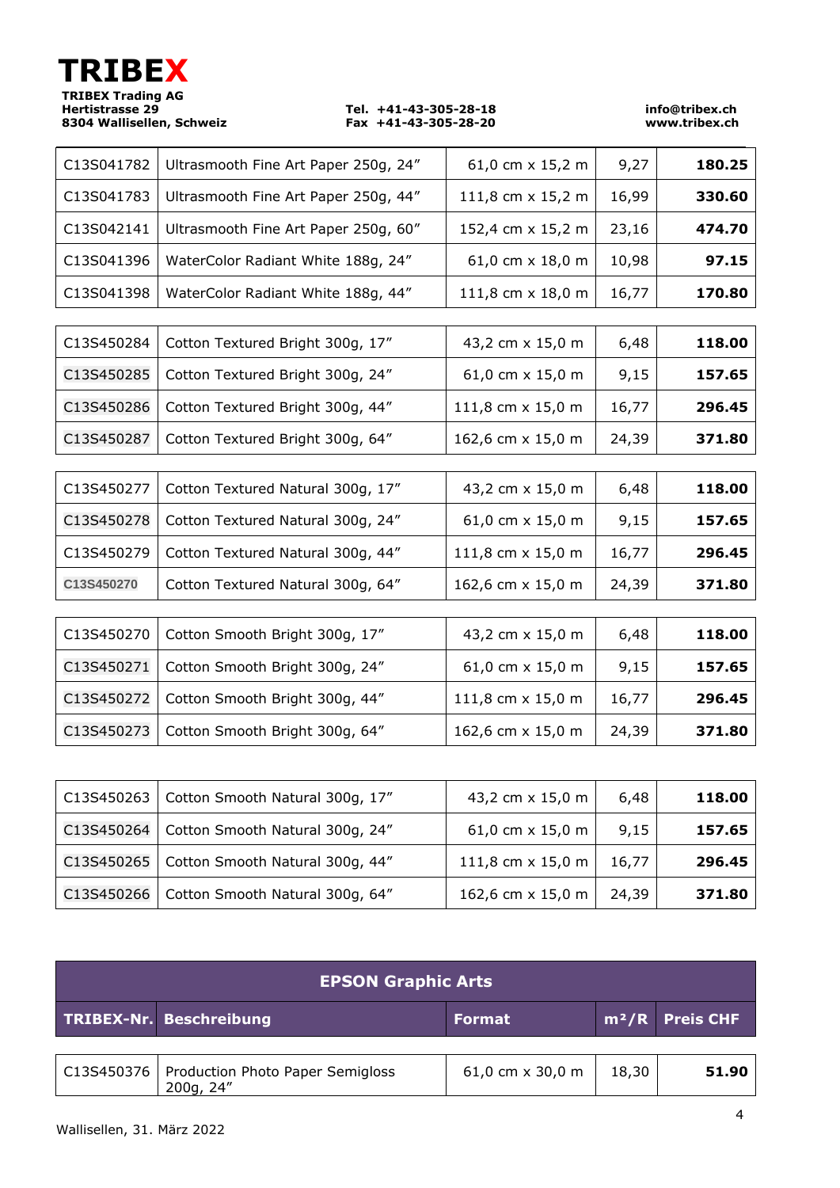**TRIBEX**

**TRIBEX Trading AG**
**Hertistrasse 29**
**8304 Wallisellen, Schweiz**

**Tel. +41-43-305-28-18**
**Fax +41-43-305-28-20**

**info@tribex.ch**
**www.tribex.ch**

| | | | | |
|---|---|---|---|---|
| C13S041782 | Ultrasmooth Fine Art Paper 250g, 24" | 61,0 cm x 15,2 m | 9,27 | **180.25** |
| C13S041783 | Ultrasmooth Fine Art Paper 250g, 44" | 111,8 cm x 15,2 m | 16,99 | **330.60** |
| C13S042141 | Ultrasmooth Fine Art Paper 250g, 60" | 152,4 cm x 15,2 m | 23,16 | **474.70** |
| C13S041396 | WaterColor Radiant White 188g, 24" | 61,0 cm x 18,0 m | 10,98 | **97.15** |
| C13S041398 | WaterColor Radiant White 188g, 44" | 111,8 cm x 18,0 m | 16,77 | **170.80** |

| | | | | |
|---|---|---|---|---|
| C13S450284 | Cotton Textured Bright 300g, 17" | 43,2 cm x 15,0 m | 6,48 | **118.00** |
| C13S450285 | Cotton Textured Bright 300g, 24" | 61,0 cm x 15,0 m | 9,15 | **157.65** |
| C13S450286 | Cotton Textured Bright 300g, 44" | 111,8 cm x 15,0 m | 16,77 | **296.45** |
| C13S450287 | Cotton Textured Bright 300g, 64" | 162,6 cm x 15,0 m | 24,39 | **371.80** |

| | | | | |
|---|---|---|---|---|
| C13S450277 | Cotton Textured Natural 300g, 17" | 43,2 cm x 15,0 m | 6,48 | **118.00** |
| C13S450278 | Cotton Textured Natural 300g, 24" | 61,0 cm x 15,0 m | 9,15 | **157.65** |
| C13S450279 | Cotton Textured Natural 300g, 44" | 111,8 cm x 15,0 m | 16,77 | **296.45** |
| C13S450270 | Cotton Textured Natural 300g, 64" | 162,6 cm x 15,0 m | 24,39 | **371.80** |

| | | | | |
|---|---|---|---|---|
| C13S450270 | Cotton Smooth Bright 300g, 17" | 43,2 cm x 15,0 m | 6,48 | **118.00** |
| C13S450271 | Cotton Smooth Bright 300g, 24" | 61,0 cm x 15,0 m | 9,15 | **157.65** |
| C13S450272 | Cotton Smooth Bright 300g, 44" | 111,8 cm x 15,0 m | 16,77 | **296.45** |
| C13S450273 | Cotton Smooth Bright 300g, 64" | 162,6 cm x 15,0 m | 24,39 | **371.80** |

| | | | | |
|---|---|---|---|---|
| C13S450263 | Cotton Smooth Natural 300g, 17" | 43,2 cm x 15,0 m | 6,48 | **118.00** |
| C13S450264 | Cotton Smooth Natural 300g, 24" | 61,0 cm x 15,0 m | 9,15 | **157.65** |
| C13S450265 | Cotton Smooth Natural 300g, 44" | 111,8 cm x 15,0 m | 16,77 | **296.45** |
| C13S450266 | Cotton Smooth Natural 300g, 64" | 162,6 cm x 15,0 m | 24,39 | **371.80** |

## EPSON Graphic Arts

| TRIBEX-Nr. | Beschreibung | Format | m²/R | Preis CHF |
|---|---|---|---|---|
| C13S450376 | Production Photo Paper Semigloss 200g, 24" | 61,0 cm x 30,0 m | 18,30 | **51.90** |

Wallisellen, 31. März 2022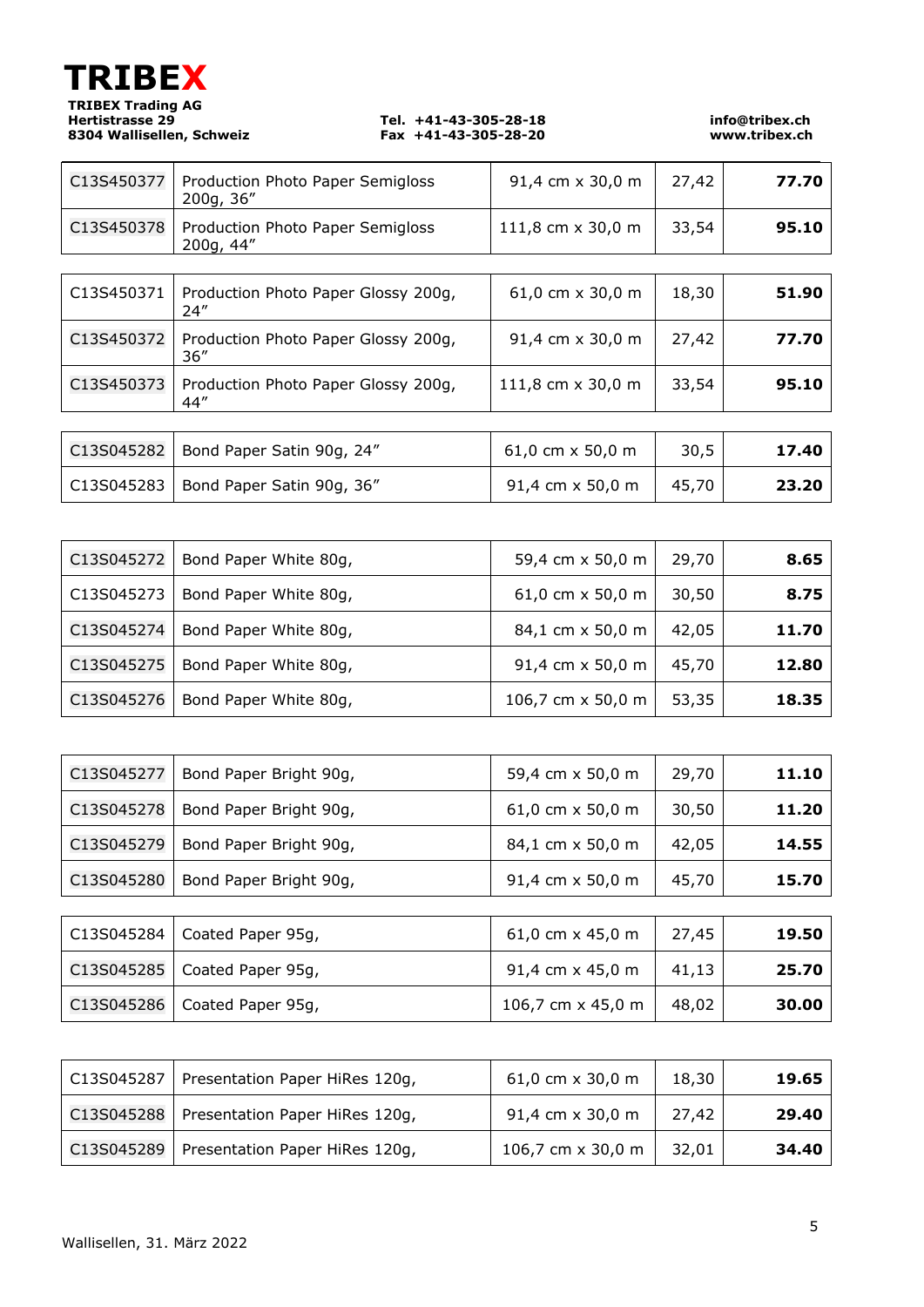**TRIBEX**

**TRIBEX Trading AG**
**Hertistrasse 29**
**8304 Wallisellen, Schweiz**

**Tel. +41-43-305-28-18**
**Fax +41-43-305-28-20**

**info@tribex.ch**
**www.tribex.ch**

| | | | | |
|---|---|---|---|---|
| C13S450377 | Production Photo Paper Semigloss 200g, 36″ | 91,4 cm x 30,0 m | 27,42 | **77.70** |
| C13S450378 | Production Photo Paper Semigloss 200g, 44″ | 111,8 cm x 30,0 m | 33,54 | **95.10** |

| | | | | |
|---|---|---|---|---|
| C13S450371 | Production Photo Paper Glossy 200g, 24″ | 61,0 cm x 30,0 m | 18,30 | **51.90** |
| C13S450372 | Production Photo Paper Glossy 200g, 36″ | 91,4 cm x 30,0 m | 27,42 | **77.70** |
| C13S450373 | Production Photo Paper Glossy 200g, 44″ | 111,8 cm x 30,0 m | 33,54 | **95.10** |

| | | | | |
|---|---|---|---|---|
| C13S045282 | Bond Paper Satin 90g, 24″ | 61,0 cm x 50,0 m | 30,5 | **17.40** |
| C13S045283 | Bond Paper Satin 90g, 36″ | 91,4 cm x 50,0 m | 45,70 | **23.20** |

| | | | | |
|---|---|---|---|---|
| C13S045272 | Bond Paper White 80g, | 59,4 cm x 50,0 m | 29,70 | **8.65** |
| C13S045273 | Bond Paper White 80g, | 61,0 cm x 50,0 m | 30,50 | **8.75** |
| C13S045274 | Bond Paper White 80g, | 84,1 cm x 50,0 m | 42,05 | **11.70** |
| C13S045275 | Bond Paper White 80g, | 91,4 cm x 50,0 m | 45,70 | **12.80** |
| C13S045276 | Bond Paper White 80g, | 106,7 cm x 50,0 m | 53,35 | **18.35** |

| | | | | |
|---|---|---|---|---|
| C13S045277 | Bond Paper Bright 90g, | 59,4 cm x 50,0 m | 29,70 | **11.10** |
| C13S045278 | Bond Paper Bright 90g, | 61,0 cm x 50,0 m | 30,50 | **11.20** |
| C13S045279 | Bond Paper Bright 90g, | 84,1 cm x 50,0 m | 42,05 | **14.55** |
| C13S045280 | Bond Paper Bright 90g, | 91,4 cm x 50,0 m | 45,70 | **15.70** |

| | | | | |
|---|---|---|---|---|
| C13S045284 | Coated Paper 95g, | 61,0 cm x 45,0 m | 27,45 | **19.50** |
| C13S045285 | Coated Paper 95g, | 91,4 cm x 45,0 m | 41,13 | **25.70** |
| C13S045286 | Coated Paper 95g, | 106,7 cm x 45,0 m | 48,02 | **30.00** |

| | | | | |
|---|---|---|---|---|
| C13S045287 | Presentation Paper HiRes 120g, | 61,0 cm x 30,0 m | 18,30 | **19.65** |
| C13S045288 | Presentation Paper HiRes 120g, | 91,4 cm x 30,0 m | 27,42 | **29.40** |
| C13S045289 | Presentation Paper HiRes 120g, | 106,7 cm x 30,0 m | 32,01 | **34.40** |

Wallisellen, 31. März 2022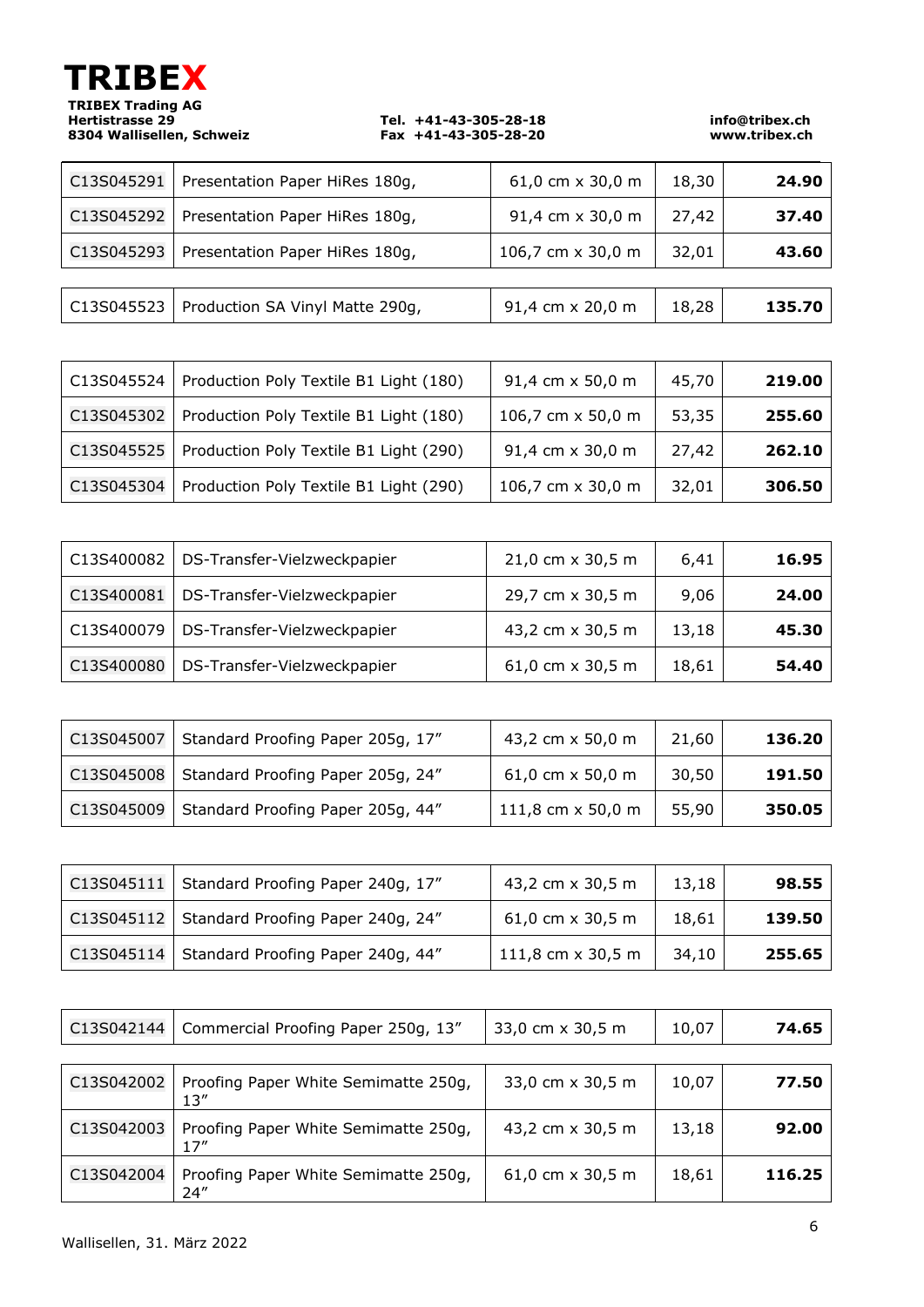**TRIBEX**

**TRIBEX Trading AG**
**Hertistrasse 29**
**8304 Wallisellen, Schweiz**

**Tel. +41-43-305-28-18**
**Fax +41-43-305-28-20**

**info@tribex.ch**
**www.tribex.ch**

| | | | | |
|---|---|---|---|---|
| C13S045291 | Presentation Paper HiRes 180g, | 61,0 cm x 30,0 m | 18,30 | **24.90** |
| C13S045292 | Presentation Paper HiRes 180g, | 91,4 cm x 30,0 m | 27,42 | **37.40** |
| C13S045293 | Presentation Paper HiRes 180g, | 106,7 cm x 30,0 m | 32,01 | **43.60** |

| | | | | |
|---|---|---|---|---|
| C13S045523 | Production SA Vinyl Matte 290g, | 91,4 cm x 20,0 m | 18,28 | **135.70** |

| | | | | |
|---|---|---|---|---|
| C13S045524 | Production Poly Textile B1 Light (180) | 91,4 cm x 50,0 m | 45,70 | **219.00** |
| C13S045302 | Production Poly Textile B1 Light (180) | 106,7 cm x 50,0 m | 53,35 | **255.60** |
| C13S045525 | Production Poly Textile B1 Light (290) | 91,4 cm x 30,0 m | 27,42 | **262.10** |
| C13S045304 | Production Poly Textile B1 Light (290) | 106,7 cm x 30,0 m | 32,01 | **306.50** |

| | | | | |
|---|---|---|---|---|
| C13S400082 | DS-Transfer-Vielzweckpapier | 21,0 cm x 30,5 m | 6,41 | **16.95** |
| C13S400081 | DS-Transfer-Vielzweckpapier | 29,7 cm x 30,5 m | 9,06 | **24.00** |
| C13S400079 | DS-Transfer-Vielzweckpapier | 43,2 cm x 30,5 m | 13,18 | **45.30** |
| C13S400080 | DS-Transfer-Vielzweckpapier | 61,0 cm x 30,5 m | 18,61 | **54.40** |

| | | | | |
|---|---|---|---|---|
| C13S045007 | Standard Proofing Paper 205g, 17″ | 43,2 cm x 50,0 m | 21,60 | **136.20** |
| C13S045008 | Standard Proofing Paper 205g, 24″ | 61,0 cm x 50,0 m | 30,50 | **191.50** |
| C13S045009 | Standard Proofing Paper 205g, 44″ | 111,8 cm x 50,0 m | 55,90 | **350.05** |

| | | | | |
|---|---|---|---|---|
| C13S045111 | Standard Proofing Paper 240g, 17″ | 43,2 cm x 30,5 m | 13,18 | **98.55** |
| C13S045112 | Standard Proofing Paper 240g, 24″ | 61,0 cm x 30,5 m | 18,61 | **139.50** |
| C13S045114 | Standard Proofing Paper 240g, 44″ | 111,8 cm x 30,5 m | 34,10 | **255.65** |

| | | | | |
|---|---|---|---|---|
| C13S042144 | Commercial Proofing Paper 250g, 13″ | 33,0 cm x 30,5 m | 10,07 | **74.65** |

| | | | | |
|---|---|---|---|---|
| C13S042002 | Proofing Paper White Semimatte 250g, 13″ | 33,0 cm x 30,5 m | 10,07 | **77.50** |
| C13S042003 | Proofing Paper White Semimatte 250g, 17″ | 43,2 cm x 30,5 m | 13,18 | **92.00** |
| C13S042004 | Proofing Paper White Semimatte 250g, 24″ | 61,0 cm x 30,5 m | 18,61 | **116.25** |

Wallisellen, 31. März 2022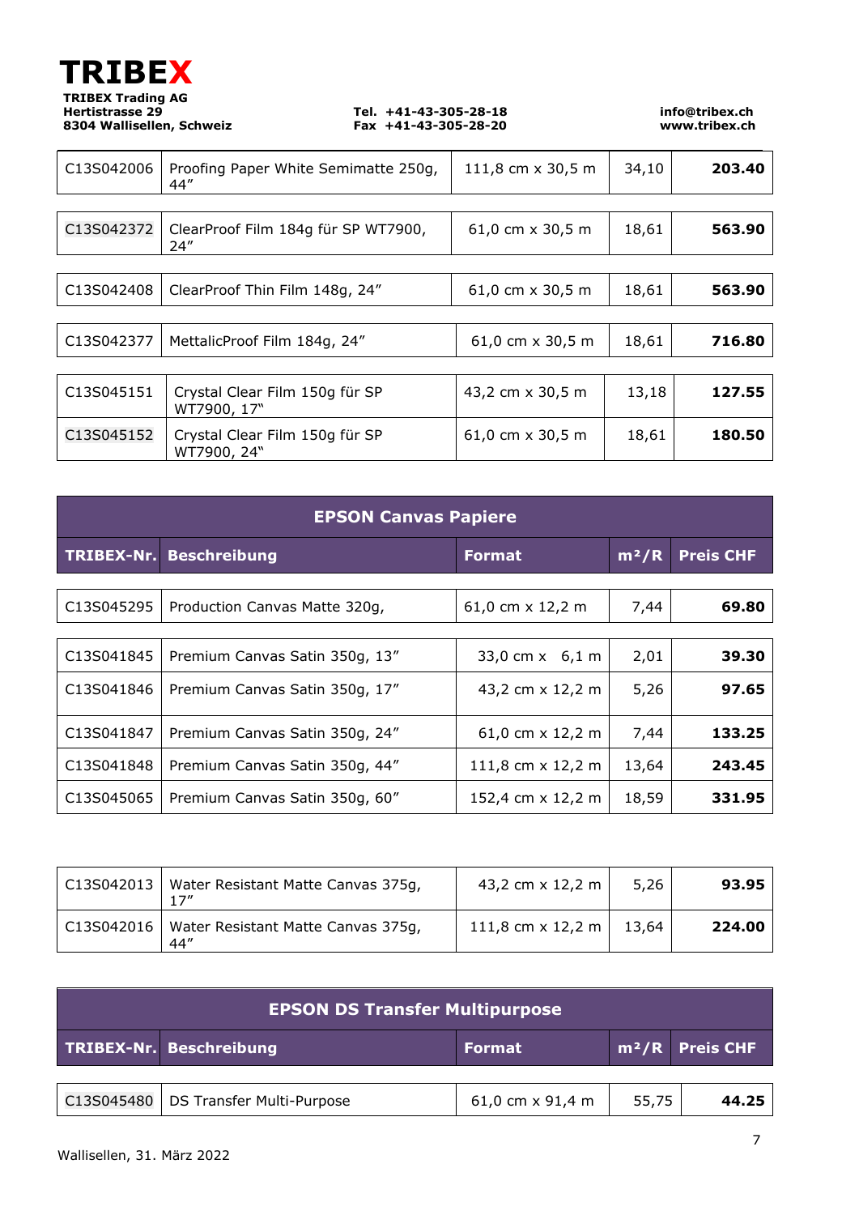**TRIBEX**

**TRIBEX Trading AG**
**Hertistrasse 29**
**8304 Wallisellen, Schweiz**

**Tel. +41-43-305-28-18**
**Fax +41-43-305-28-20**

**info@tribex.ch**
**www.tribex.ch**

| | | | | |
|---|---|---|---|---|
| C13S042006 | Proofing Paper White Semimatte 250g, 44″ | 111,8 cm x 30,5 m | 34,10 | **203.40** |
| C13S042372 | ClearProof Film 184g für SP WT7900, 24″ | 61,0 cm x 30,5 m | 18,61 | **563.90** |
| C13S042408 | ClearProof Thin Film 148g, 24″ | 61,0 cm x 30,5 m | 18,61 | **563.90** |
| C13S042377 | MettalicProof Film 184g, 24″ | 61,0 cm x 30,5 m | 18,61 | **716.80** |
| C13S045151 | Crystal Clear Film 150g für SP WT7900, 17" | 43,2 cm x 30,5 m | 13,18 | **127.55** |
| C13S045152 | Crystal Clear Film 150g für SP WT7900, 24" | 61,0 cm x 30,5 m | 18,61 | **180.50** |

## EPSON Canvas Papiere

| TRIBEX-Nr. | Beschreibung | Format | m²/R | Preis CHF |
|---|---|---|---|---|
| C13S045295 | Production Canvas Matte 320g, | 61,0 cm x 12,2 m | 7,44 | **69.80** |
| C13S041845 | Premium Canvas Satin 350g, 13″ | 33,0 cm x 6,1 m | 2,01 | **39.30** |
| C13S041846 | Premium Canvas Satin 350g, 17″ | 43,2 cm x 12,2 m | 5,26 | **97.65** |
| C13S041847 | Premium Canvas Satin 350g, 24″ | 61,0 cm x 12,2 m | 7,44 | **133.25** |
| C13S041848 | Premium Canvas Satin 350g, 44″ | 111,8 cm x 12,2 m | 13,64 | **243.45** |
| C13S045065 | Premium Canvas Satin 350g, 60″ | 152,4 cm x 12,2 m | 18,59 | **331.95** |
| C13S042013 | Water Resistant Matte Canvas 375g, 17″ | 43,2 cm x 12,2 m | 5,26 | **93.95** |
| C13S042016 | Water Resistant Matte Canvas 375g, 44″ | 111,8 cm x 12,2 m | 13,64 | **224.00** |

## EPSON DS Transfer Multipurpose

| TRIBEX-Nr. | Beschreibung | Format | m²/R | Preis CHF |
|---|---|---|---|---|
| C13S045480 | DS Transfer Multi-Purpose | 61,0 cm x 91,4 m | 55,75 | **44.25** |

Wallisellen, 31. März 2022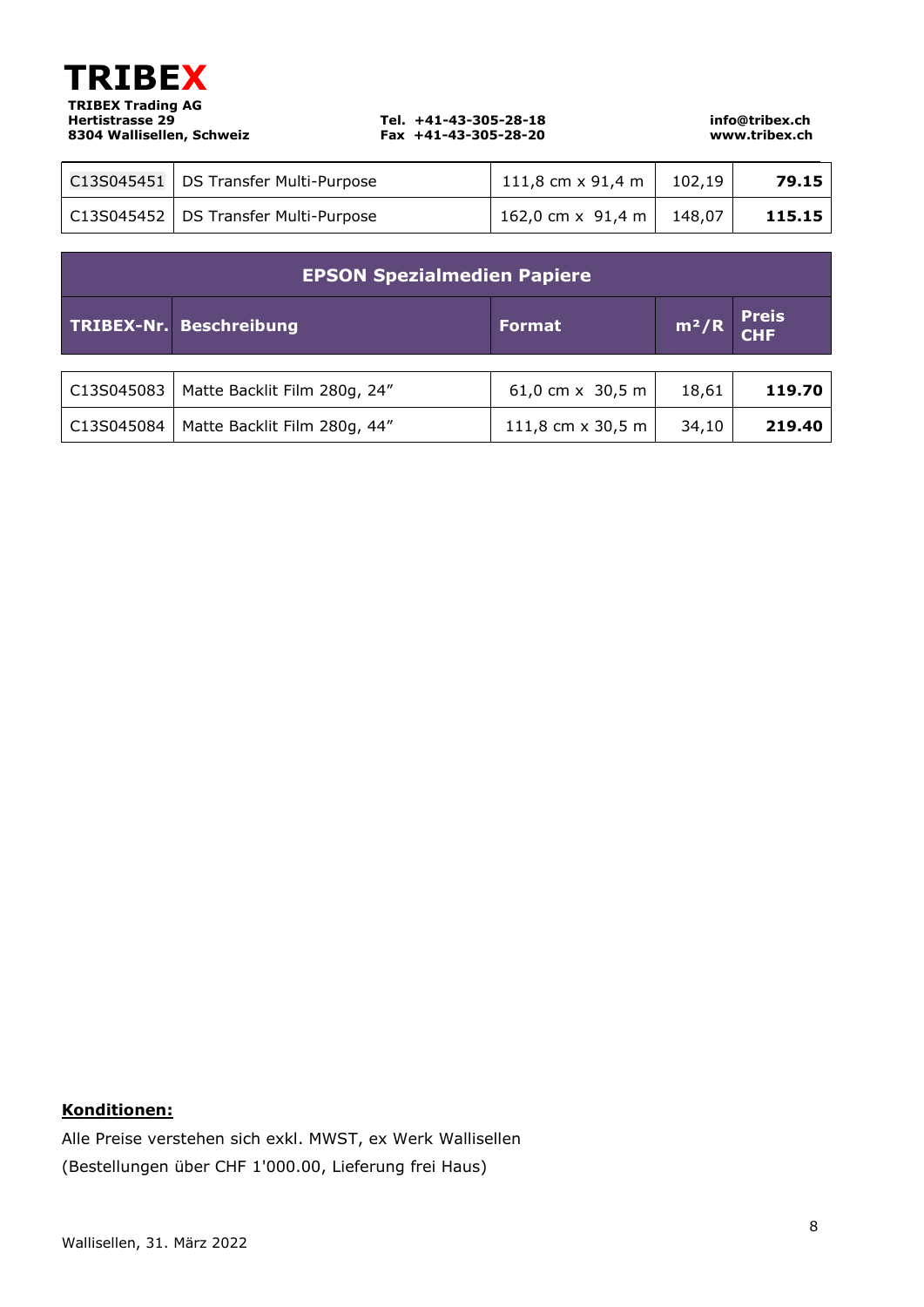# TRIBEX

**TRIBEX Trading AG**
**Hertistrasse 29**
**8304 Wallisellen, Schweiz**

**Tel. +41-43-305-28-18**
**Fax +41-43-305-28-20**

**info@tribex.ch**
**www.tribex.ch**

| | | | | |
|---|---|---|---|---|
| C13S045451 | DS Transfer Multi-Purpose | 111,8 cm x 91,4 m | 102,19 | **79.15** |
| C13S045452 | DS Transfer Multi-Purpose | 162,0 cm x 91,4 m | 148,07 | **115.15** |

## EPSON Spezialmedien Papiere

| TRIBEX-Nr. | Beschreibung | Format | m²/R | Preis CHF |
|---|---|---|---|---|
| C13S045083 | Matte Backlit Film 280g, 24" | 61,0 cm x 30,5 m | 18,61 | **119.70** |
| C13S045084 | Matte Backlit Film 280g, 44" | 111,8 cm x 30,5 m | 34,10 | **219.40** |

**<u>Konditionen:</u>**

Alle Preise verstehen sich exkl. MWST, ex Werk Wallisellen
(Bestellungen über CHF 1'000.00, Lieferung frei Haus)

Wallisellen, 31. März 2022